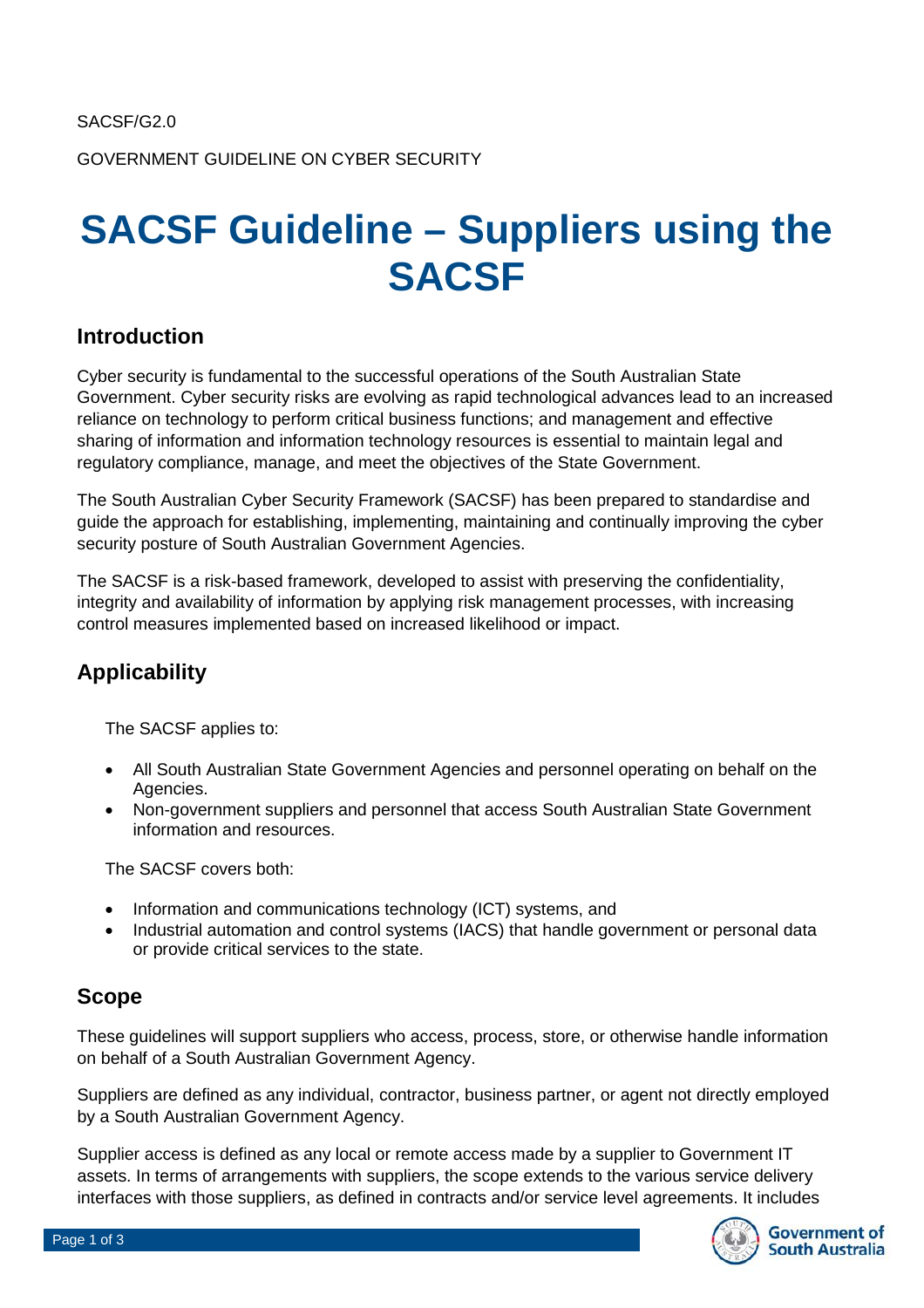SACSF/G2.0

GOVERNMENT GUIDELINE ON CYBER SECURITY

# SACSF Guideline – Suppliers using the SACSF

## Introduction

Cyber security is fundamental to the successful operations of the South Australian State Government. Cyber security risks are evolving as rapid technological advances lead to an increased reliance on technology to perform critical business functions; and management and effective sharing of information and information technology resources is essential to maintain legal and regulatory compliance, manage, and meet the objectives of the State Government.

The South Australian Cyber Security Framework (SACSF) has been prepared to standardise and guide the approach for establishing, implementing, maintaining and continually improving the cyber security posture of South Australian Government Agencies.

The SACSF is a risk-based framework, developed to assist with preserving the confidentiality, integrity and availability of information by applying risk management processes, with increasing control measures implemented based on increased likelihood or impact.

## Applicability

The SACSF applies to:

- All South Australian State Government Agencies and personnel operating on behalf on the Agencies.
- Non-government suppliers and personnel that access South Australian State Government information and resources.

The SACSF covers both:

- Information and communications technology (ICT) systems, and
- Industrial automation and control systems (IACS) that handle government or personal data or provide critical services to the state.

## Scope

These guidelines will support suppliers who access, process, store, or otherwise handle information on behalf of a South Australian Government Agency.

Suppliers are defined as any individual, contractor, business partner, or agent not directly employed by a South Australian Government Agency.

Supplier access is defined as any local or remote access made by a supplier to Government IT assets. In terms of arrangements with suppliers, the scope extends to the various service delivery interfaces with those suppliers, as defined in contracts and/or service level agreements. It includes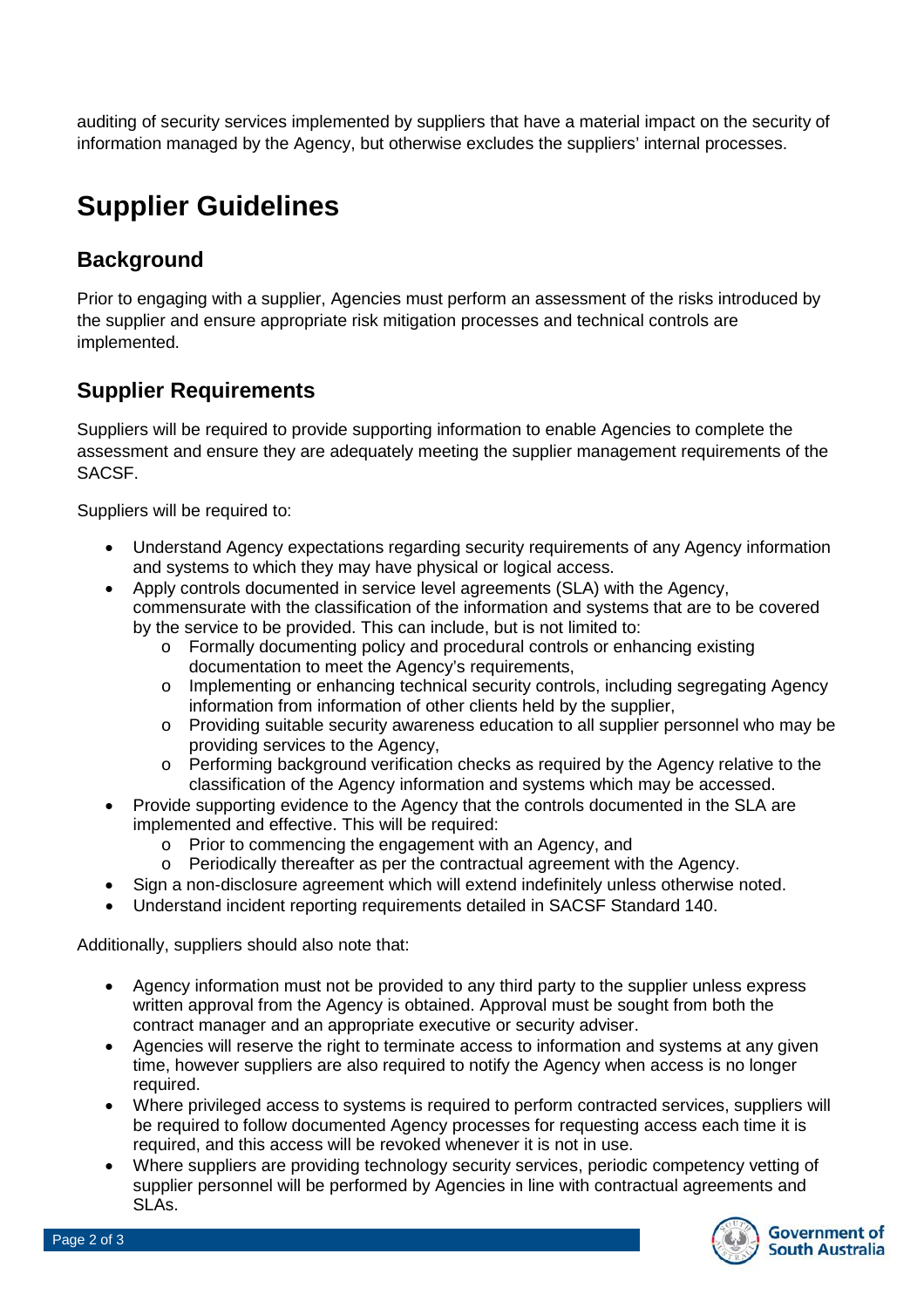auditing of security services implemented by suppliers that have a material impact on the security of information managed by the Agency, but otherwise excludes the suppliers' internal processes.

# Supplier Guidelines

## Background

Prior to engaging with a supplier, Agencies must perform an assessment of the risks introduced by the supplier and ensure appropriate risk mitigation processes and technical controls are implemented.

## Supplier Requirements

Suppliers will be required to provide supporting information to enable Agencies to complete the assessment and ensure they are adequately meeting the supplier management requirements of the SACSF.

Suppliers will be required to:

- Understand Agency expectations regarding security requirements of any Agency information and systems to which they may have physical or logical access.
- Apply controls documented in service level agreements (SLA) with the Agency, commensurate with the classification of the information and systems that are to be covered by the service to be provided. This can include, but is not limited to:
    - Formally documenting policy and procedural controls or enhancing existing documentation to meet the Agency's requirements,
    - Implementing or enhancing technical security controls, including segregating Agency information from information of other clients held by the supplier,
    - Providing suitable security awareness education to all supplier personnel who may be providing services to the Agency,
    - Performing background verification checks as required by the Agency relative to the classification of the Agency information and systems which may be accessed.
- Provide supporting evidence to the Agency that the controls documented in the SLA are implemented and effective. This will be required:
    - Prior to commencing the engagement with an Agency, and
    - Periodically thereafter as per the contractual agreement with the Agency.
- Sign a non-disclosure agreement which will extend indefinitely unless otherwise noted.
- Understand incident reporting requirements detailed in SACSF Standard 140.

Additionally, suppliers should also note that:

- Agency information must not be provided to any third party to the supplier unless express written approval from the Agency is obtained. Approval must be sought from both the contract manager and an appropriate executive or security adviser.
- Agencies will reserve the right to terminate access to information and systems at any given time, however suppliers are also required to notify the Agency when access is no longer required.
- Where privileged access to systems is required to perform contracted services, suppliers will be required to follow documented Agency processes for requesting access each time it is required, and this access will be revoked whenever it is not in use.
- Where suppliers are providing technology security services, periodic competency vetting of supplier personnel will be performed by Agencies in line with contractual agreements and SLAs.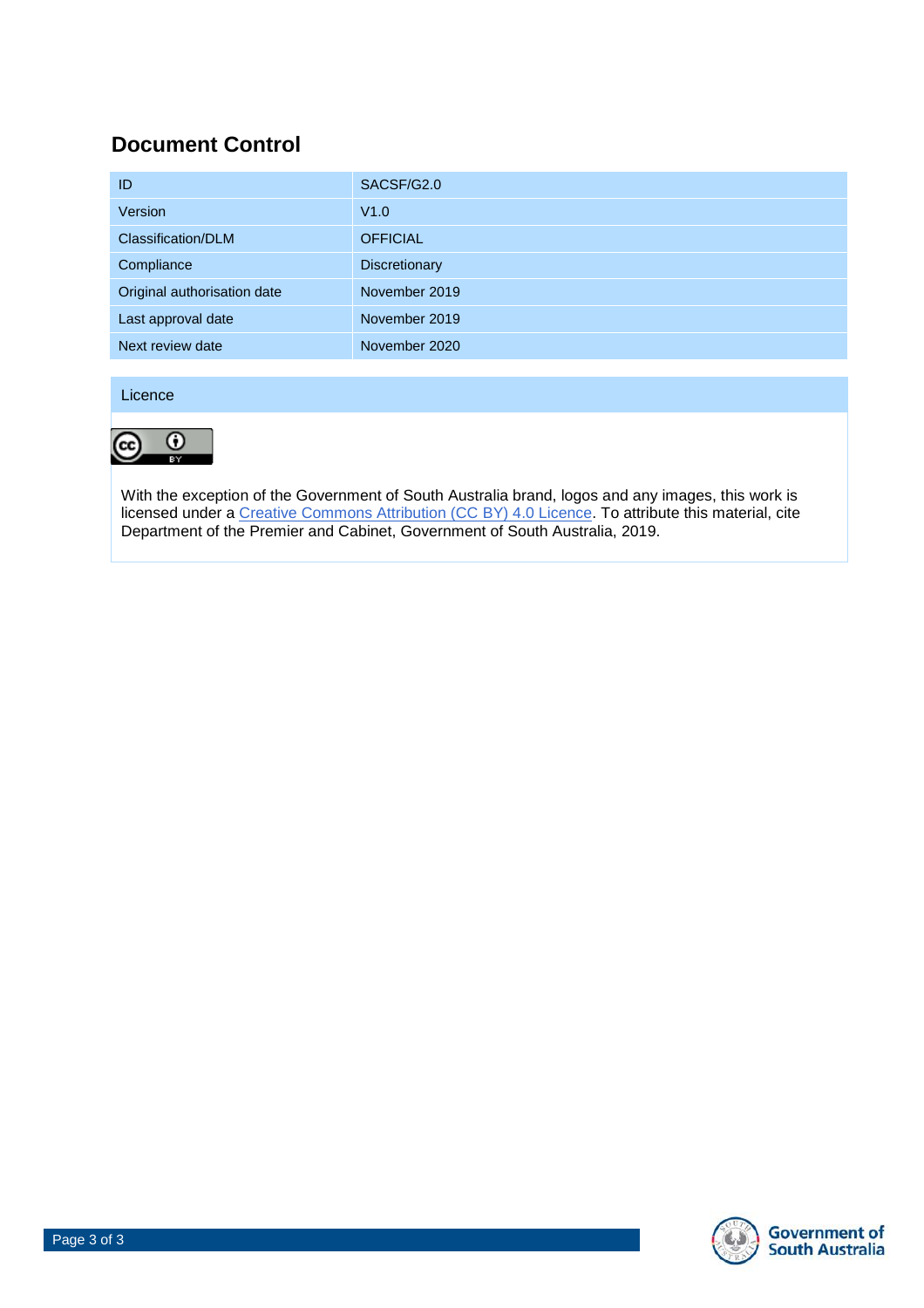## Document Control

| | |
|---|---|
| ID | SACSF/G2.0 |
| Version | V1.0 |
| Classification/DLM | OFFICIAL |
| Compliance | Discretionary |
| Original authorisation date | November 2019 |
| Last approval date | November 2019 |
| Next review date | November 2020 |

**Licence**

With the exception of the Government of South Australia brand, logos and any images, this work is licensed under a Creative Commons Attribution (CC BY) 4.0 Licence. To attribute this material, cite Department of the Premier and Cabinet, Government of South Australia, 2019.